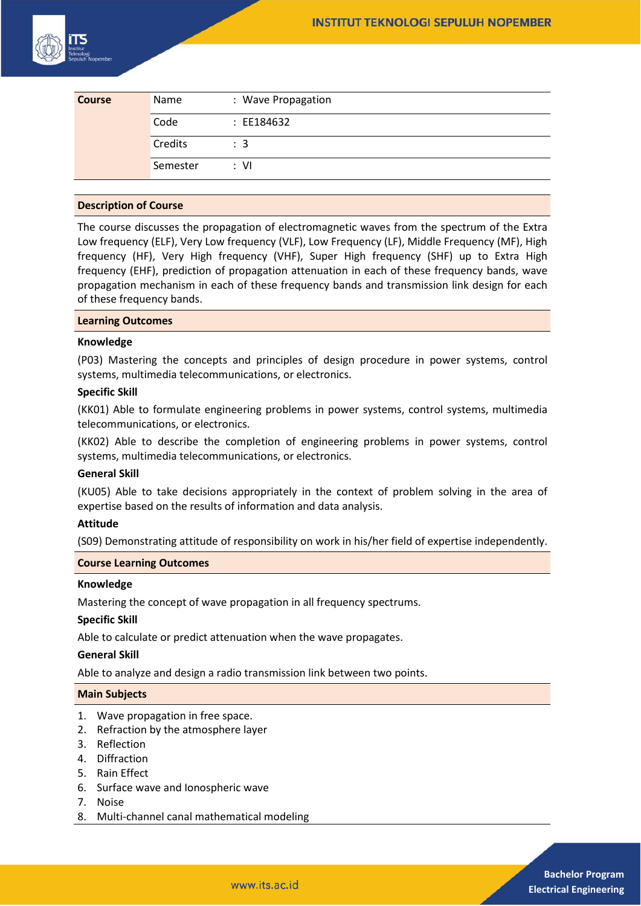| Course | Name | : Wave Propagation |
|---|---|---|
| | Code | : EE184632 |
| | Credits | : 3 |
| | Semester | : VI |

## Description of Course

The course discusses the propagation of electromagnetic waves from the spectrum of the Extra Low frequency (ELF), Very Low frequency (VLF), Low Frequency (LF), Middle Frequency (MF), High frequency (HF), Very High frequency (VHF), Super High frequency (SHF) up to Extra High frequency (EHF), prediction of propagation attenuation in each of these frequency bands, wave propagation mechanism in each of these frequency bands and transmission link design for each of these frequency bands.

## Learning Outcomes

**Knowledge**

(P03) Mastering the concepts and principles of design procedure in power systems, control systems, multimedia telecommunications, or electronics.

**Specific Skill**

(KK01) Able to formulate engineering problems in power systems, control systems, multimedia telecommunications, or electronics.

(KK02) Able to describe the completion of engineering problems in power systems, control systems, multimedia telecommunications, or electronics.

**General Skill**

(KU05) Able to take decisions appropriately in the context of problem solving in the area of expertise based on the results of information and data analysis.

**Attitude**

(S09) Demonstrating attitude of responsibility on work in his/her field of expertise independently.

## Course Learning Outcomes

**Knowledge**

Mastering the concept of wave propagation in all frequency spectrums.

**Specific Skill**

Able to calculate or predict attenuation when the wave propagates.

**General Skill**

Able to analyze and design a radio transmission link between two points.

## Main Subjects

1. Wave propagation in free space.
2. Refraction by the atmosphere layer
3. Reflection
4. Diffraction
5. Rain Effect
6. Surface wave and Ionospheric wave
7. Noise
8. Multi-channel canal mathematical modeling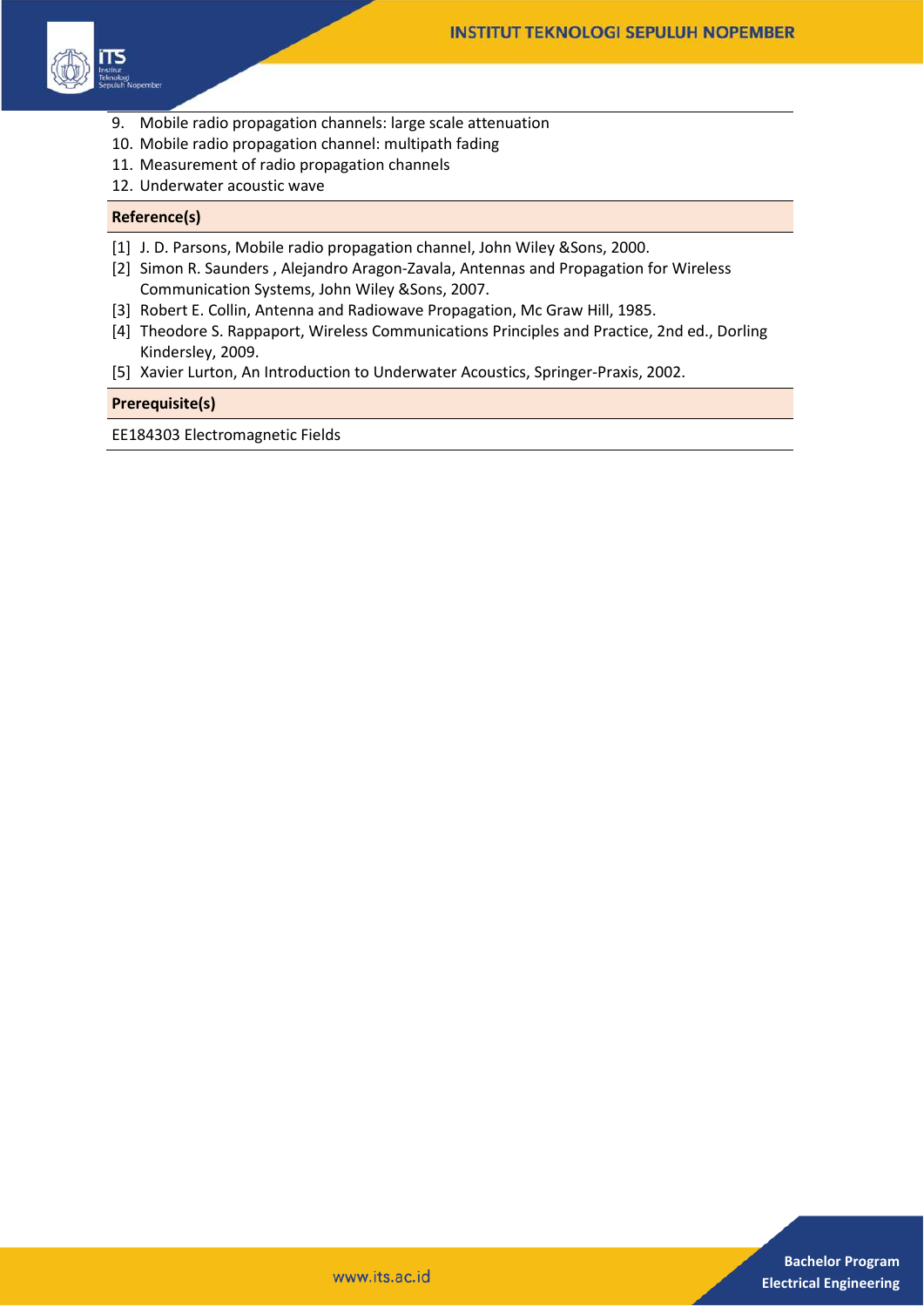9. Mobile radio propagation channels: large scale attenuation
10. Mobile radio propagation channel: multipath fading
11. Measurement of radio propagation channels
12. Underwater acoustic wave

**Reference(s)**

[1] J. D. Parsons, Mobile radio propagation channel, John Wiley &Sons, 2000.
[2] Simon R. Saunders , Alejandro Aragon-Zavala, Antennas and Propagation for Wireless Communication Systems, John Wiley &Sons, 2007.
[3] Robert E. Collin, Antenna and Radiowave Propagation, Mc Graw Hill, 1985.
[4] Theodore S. Rappaport, Wireless Communications Principles and Practice, 2nd ed., Dorling Kindersley, 2009.
[5] Xavier Lurton, An Introduction to Underwater Acoustics, Springer-Praxis, 2002.

**Prerequisite(s)**

EE184303 Electromagnetic Fields